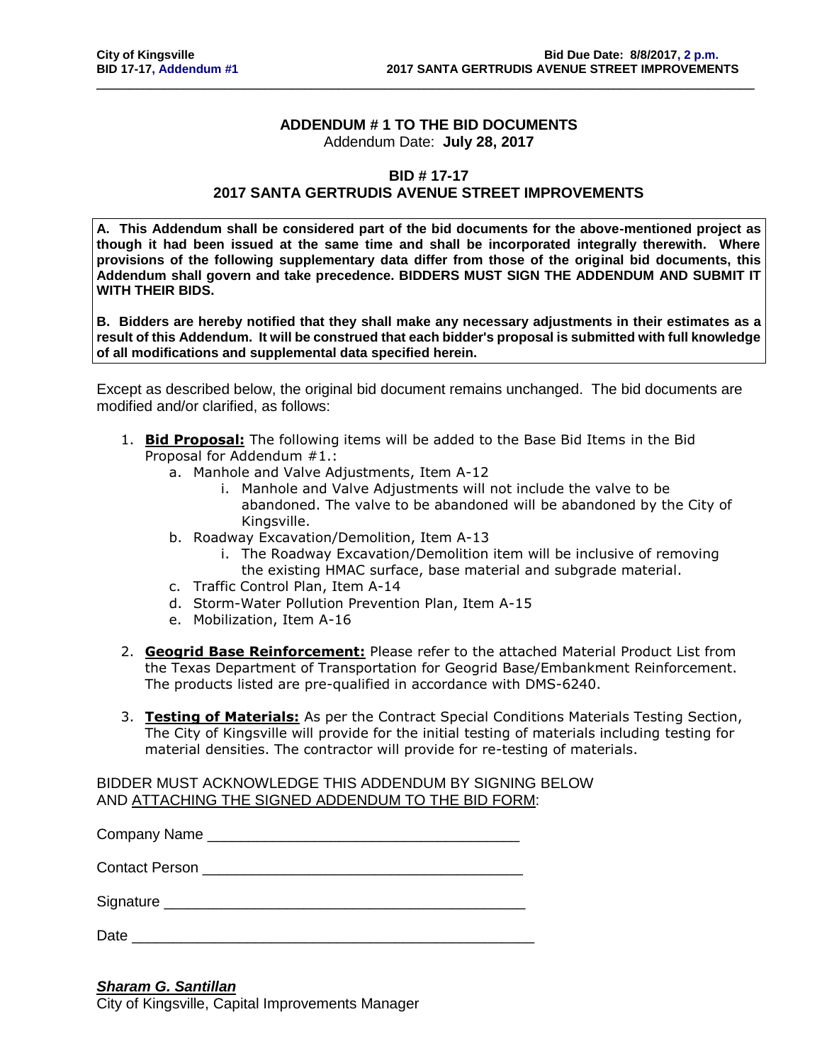## ADDENDUM # 1 TO THE BID DOCUMENTS

Addendum Date: **July 28, 2017**

## BID # 17-17
## 2017 SANTA GERTRUDIS AVENUE STREET IMPROVEMENTS

**A. This Addendum shall be considered part of the bid documents for the above-mentioned project as though it had been issued at the same time and shall be incorporated integrally therewith. Where provisions of the following supplementary data differ from those of the original bid documents, this Addendum shall govern and take precedence. BIDDERS MUST SIGN THE ADDENDUM AND SUBMIT IT WITH THEIR BIDS.**

**B. Bidders are hereby notified that they shall make any necessary adjustments in their estimates as a result of this Addendum. It will be construed that each bidder's proposal is submitted with full knowledge of all modifications and supplemental data specified herein.**

Except as described below, the original bid document remains unchanged. The bid documents are modified and/or clarified, as follows:

1. **Bid Proposal:** The following items will be added to the Base Bid Items in the Bid Proposal for Addendum #1.:
   a. Manhole and Valve Adjustments, Item A-12
      i. Manhole and Valve Adjustments will not include the valve to be abandoned. The valve to be abandoned will be abandoned by the City of Kingsville.
   b. Roadway Excavation/Demolition, Item A-13
      i. The Roadway Excavation/Demolition item will be inclusive of removing the existing HMAC surface, base material and subgrade material.
   c. Traffic Control Plan, Item A-14
   d. Storm-Water Pollution Prevention Plan, Item A-15
   e. Mobilization, Item A-16

2. **Geogrid Base Reinforcement:** Please refer to the attached Material Product List from the Texas Department of Transportation for Geogrid Base/Embankment Reinforcement. The products listed are pre-qualified in accordance with DMS-6240.

3. **Testing of Materials:** As per the Contract Special Conditions Materials Testing Section, The City of Kingsville will provide for the initial testing of materials including testing for material densities. The contractor will provide for re-testing of materials.

BIDDER MUST ACKNOWLEDGE THIS ADDENDUM BY SIGNING BELOW AND ATTACHING THE SIGNED ADDENDUM TO THE BID FORM:

Company Name ____________________________________

Contact Person ____________________________________

Signature ________________________________________

Date ____________________________________________

***Sharam G. Santillan***
City of Kingsville, Capital Improvements Manager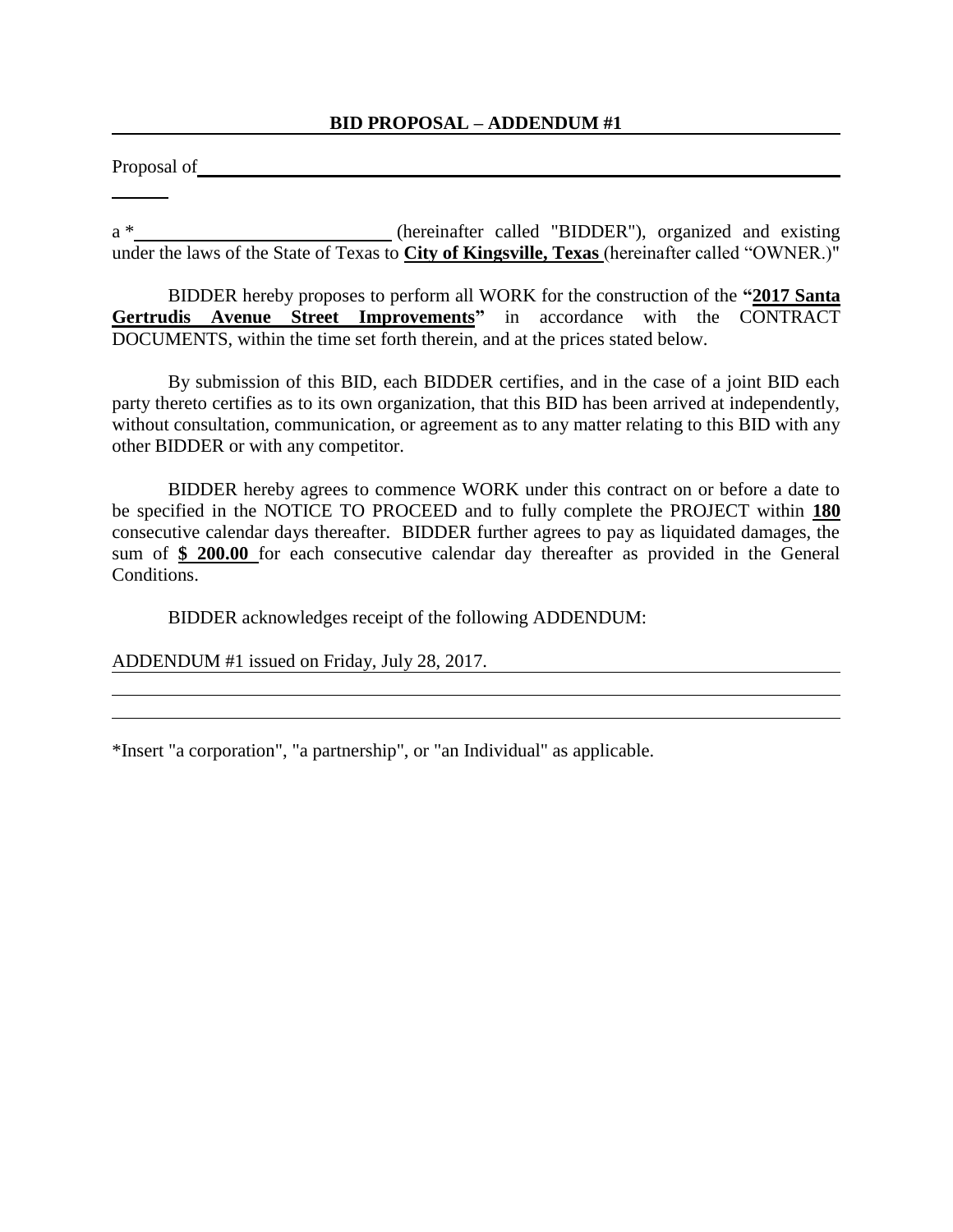**BID PROPOSAL – ADDENDUM #1**

Proposal of \_\_\_\_\_\_\_\_\_\_\_\_\_\_\_\_\_\_\_\_\_\_\_\_\_\_\_\_\_\_\_\_\_\_\_\_\_\_\_\_\_\_\_\_\_\_\_\_\_\_\_\_\_\_\_\_\_\_\_\_

a *\_\_\_\_\_\_\_\_\_\_\_\_\_\_\_\_\_\_\_\_\_\_\_\_\_\_\_\_ (hereinafter called "BIDDER"), organized and existing under the laws of the State of Texas to **City of Kingsville, Texas** (hereinafter called "OWNER.)"

BIDDER hereby proposes to perform all WORK for the construction of the **"2017 Santa Gertrudis Avenue Street Improvements"** in accordance with the CONTRACT DOCUMENTS, within the time set forth therein, and at the prices stated below.

By submission of this BID, each BIDDER certifies, and in the case of a joint BID each party thereto certifies as to its own organization, that this BID has been arrived at independently, without consultation, communication, or agreement as to any matter relating to this BID with any other BIDDER or with any competitor.

BIDDER hereby agrees to commence WORK under this contract on or before a date to be specified in the NOTICE TO PROCEED and to fully complete the PROJECT within **180** consecutive calendar days thereafter. BIDDER further agrees to pay as liquidated damages, the sum of **$ 200.00** for each consecutive calendar day thereafter as provided in the General Conditions.

BIDDER acknowledges receipt of the following ADDENDUM:

ADDENDUM #1 issued on Friday, July 28, 2017.

*Insert "a corporation", "a partnership", or "an Individual" as applicable.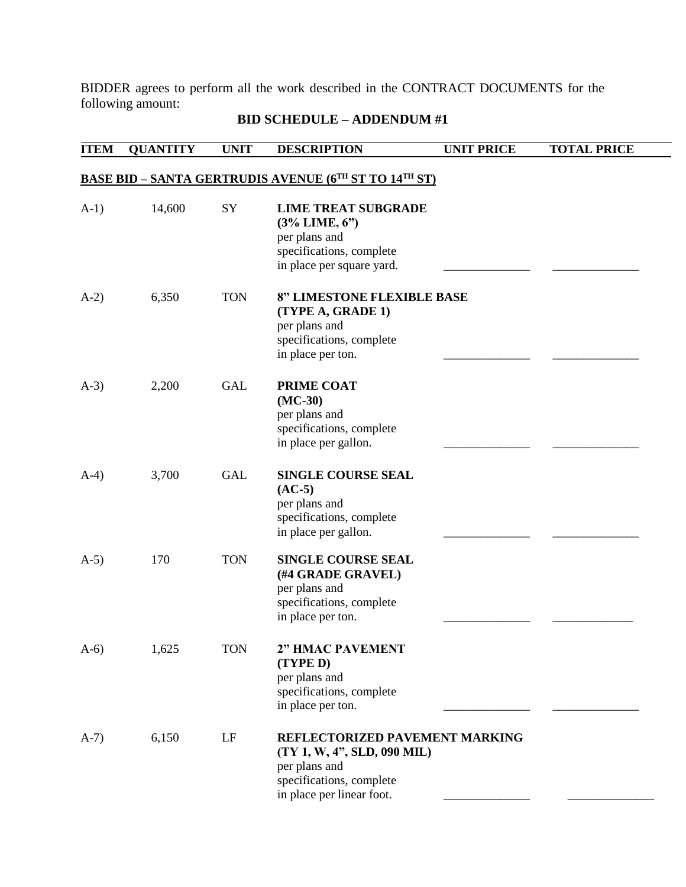BIDDER agrees to perform all the work described in the CONTRACT DOCUMENTS for the following amount:

**BID SCHEDULE – ADDENDUM #1**

| ITEM | QUANTITY | UNIT | DESCRIPTION | UNIT PRICE | TOTAL PRICE |
|---|---|---|---|---|---|
| **BASE BID – SANTA GERTRUDIS AVENUE (6TH ST TO 14TH ST)** | | | | | |
| A-1) | 14,600 | SY | **LIME TREAT SUBGRADE (3% LIME, 6")** per plans and specifications, complete in place per square yard. | ______________ | ______________ |
| A-2) | 6,350 | TON | **8" LIMESTONE FLEXIBLE BASE (TYPE A, GRADE 1)** per plans and specifications, complete in place per ton. | ______________ | ______________ |
| A-3) | 2,200 | GAL | **PRIME COAT (MC-30)** per plans and specifications, complete in place per gallon. | ______________ | ______________ |
| A-4) | 3,700 | GAL | **SINGLE COURSE SEAL (AC-5)** per plans and specifications, complete in place per gallon. | ______________ | ______________ |
| A-5) | 170 | TON | **SINGLE COURSE SEAL (#4 GRADE GRAVEL)** per plans and specifications, complete in place per ton. | ______________ | _____________ |
| A-6) | 1,625 | TON | **2" HMAC PAVEMENT (TYPE D)** per plans and specifications, complete in place per ton. | ______________ | ______________ |
| A-7) | 6,150 | LF | **REFLECTORIZED PAVEMENT MARKING (TY 1, W, 4", SLD, 090 MIL)** per plans and specifications, complete in place per linear foot. | ______________ | ______________ |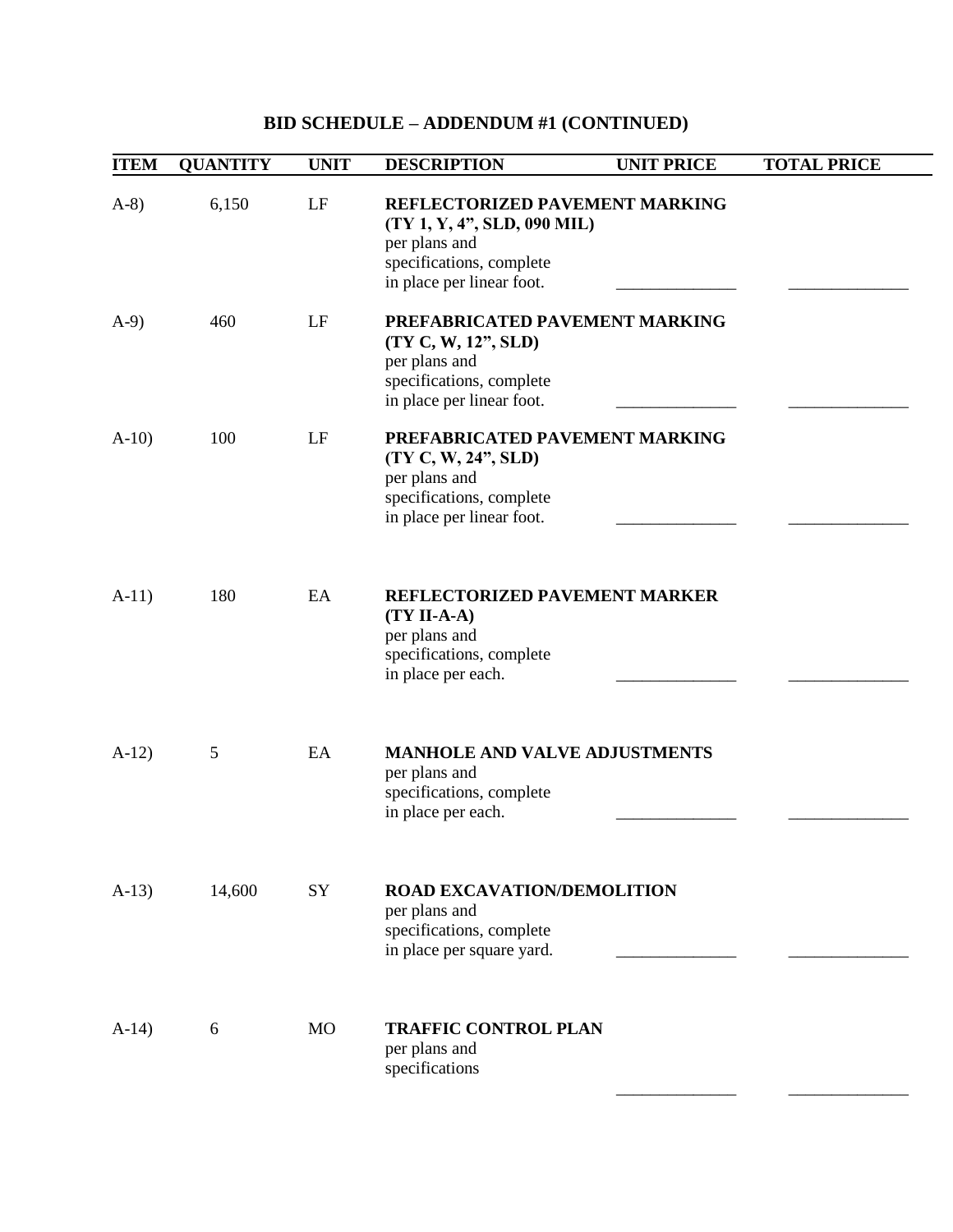## BID SCHEDULE – ADDENDUM #1 (CONTINUED)

| ITEM | QUANTITY | UNIT | DESCRIPTION | UNIT PRICE | TOTAL PRICE |
|---|---|---|---|---|---|
| A-8) | 6,150 | LF | **REFLECTORIZED PAVEMENT MARKING (TY 1, Y, 4", SLD, 090 MIL)** per plans and specifications, complete in place per linear foot. | ______________ | ______________ |
| A-9) | 460 | LF | **PREFABRICATED PAVEMENT MARKING (TY C, W, 12", SLD)** per plans and specifications, complete in place per linear foot. | ______________ | ______________ |
| A-10) | 100 | LF | **PREFABRICATED PAVEMENT MARKING (TY C, W, 24", SLD)** per plans and specifications, complete in place per linear foot. | ______________ | ______________ |
| A-11) | 180 | EA | **REFLECTORIZED PAVEMENT MARKER (TY II-A-A)** per plans and specifications, complete in place per each. | ______________ | ______________ |
| A-12) | 5 | EA | **MANHOLE AND VALVE ADJUSTMENTS** per plans and specifications, complete in place per each. | ______________ | ______________ |
| A-13) | 14,600 | SY | **ROAD EXCAVATION/DEMOLITION** per plans and specifications, complete in place per square yard. | ______________ | ______________ |
| A-14) | 6 | MO | **TRAFFIC CONTROL PLAN** per plans and specifications | ______________ | ______________ |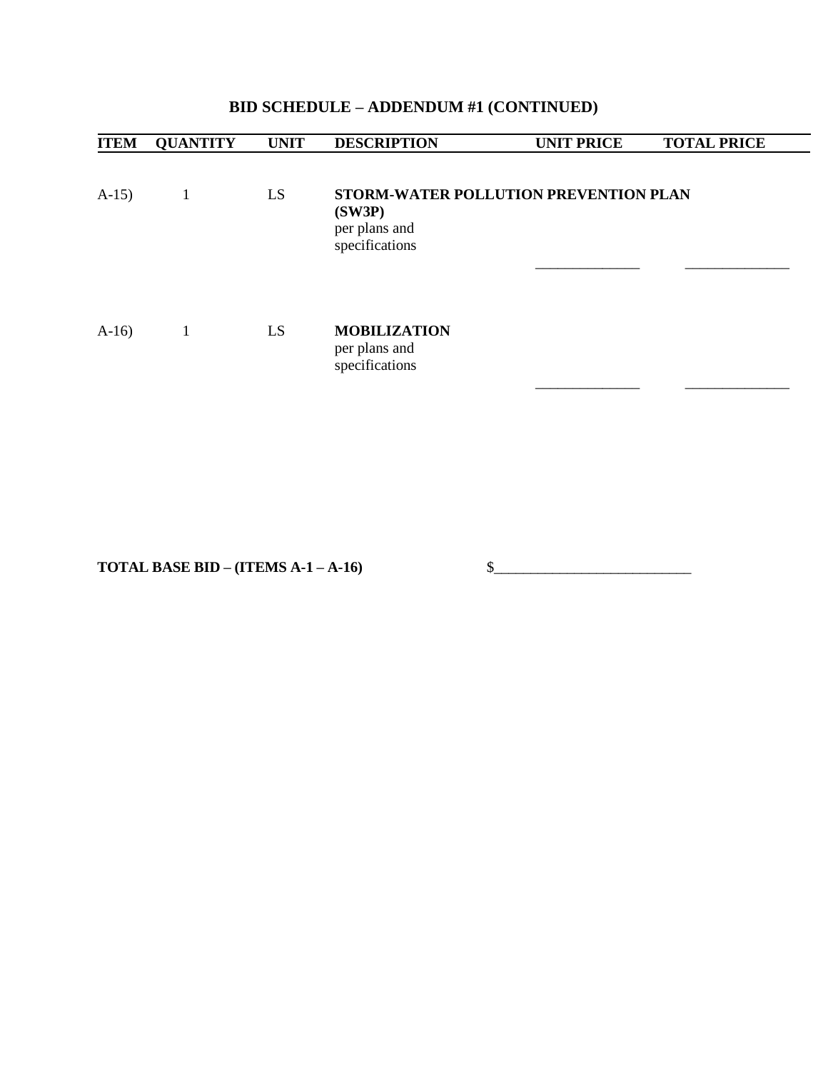## BID SCHEDULE – ADDENDUM #1 (CONTINUED)

| ITEM | QUANTITY | UNIT | DESCRIPTION | UNIT PRICE | TOTAL PRICE |
|---|---|---|---|---|---|
| A-15) | 1 | LS | **STORM-WATER POLLUTION PREVENTION PLAN (SW3P)** per plans and specifications | ______________ | ______________ |
| A-16) | 1 | LS | **MOBILIZATION** per plans and specifications | ______________ | ______________ |

**TOTAL BASE BID – (ITEMS A-1 – A-16)** $___________________________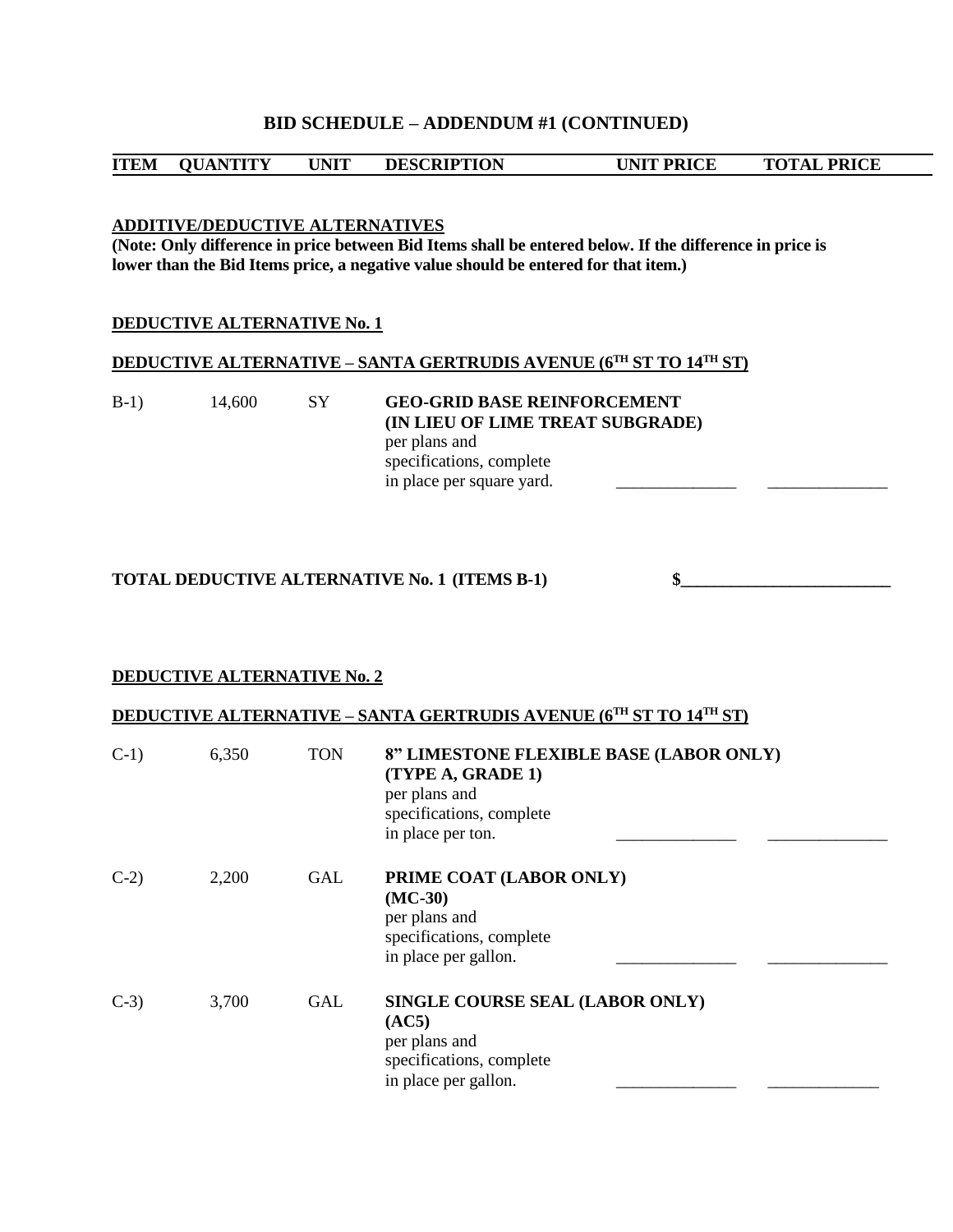## BID SCHEDULE – ADDENDUM #1 (CONTINUED)

| ITEM | QUANTITY | UNIT | DESCRIPTION | UNIT PRICE | TOTAL PRICE |
|---|---|---|---|---|---|

**ADDITIVE/DEDUCTIVE ALTERNATIVES**

**(Note: Only difference in price between Bid Items shall be entered below. If the difference in price is lower than the Bid Items price, a negative value should be entered for that item.)**

**DEDUCTIVE ALTERNATIVE No. 1**

**DEDUCTIVE ALTERNATIVE – SANTA GERTRUDIS AVENUE (6TH ST TO 14TH ST)**

| ITEM | QUANTITY | UNIT | DESCRIPTION | UNIT PRICE | TOTAL PRICE |
|---|---|---|---|---|---|
| B-1) | 14,600 | SY | **GEO-GRID BASE REINFORCEMENT (IN LIEU OF LIME TREAT SUBGRADE)** per plans and specifications, complete in place per square yard. | ______________ | ______________ |

**TOTAL DEDUCTIVE ALTERNATIVE No. 1 (ITEMS B-1)** $________________________

**DEDUCTIVE ALTERNATIVE No. 2**

**DEDUCTIVE ALTERNATIVE – SANTA GERTRUDIS AVENUE (6TH ST TO 14TH ST)**

| ITEM | QUANTITY | UNIT | DESCRIPTION | UNIT PRICE | TOTAL PRICE |
|---|---|---|---|---|---|
| C-1) | 6,350 | TON | **8” LIMESTONE FLEXIBLE BASE (LABOR ONLY) (TYPE A, GRADE 1)** per plans and specifications, complete in place per ton. | ______________ | ______________ |
| C-2) | 2,200 | GAL | **PRIME COAT (LABOR ONLY) (MC-30)** per plans and specifications, complete in place per gallon. | ______________ | ______________ |
| C-3) | 3,700 | GAL | **SINGLE COURSE SEAL (LABOR ONLY) (AC5)** per plans and specifications, complete in place per gallon. | ______________ | ______________ |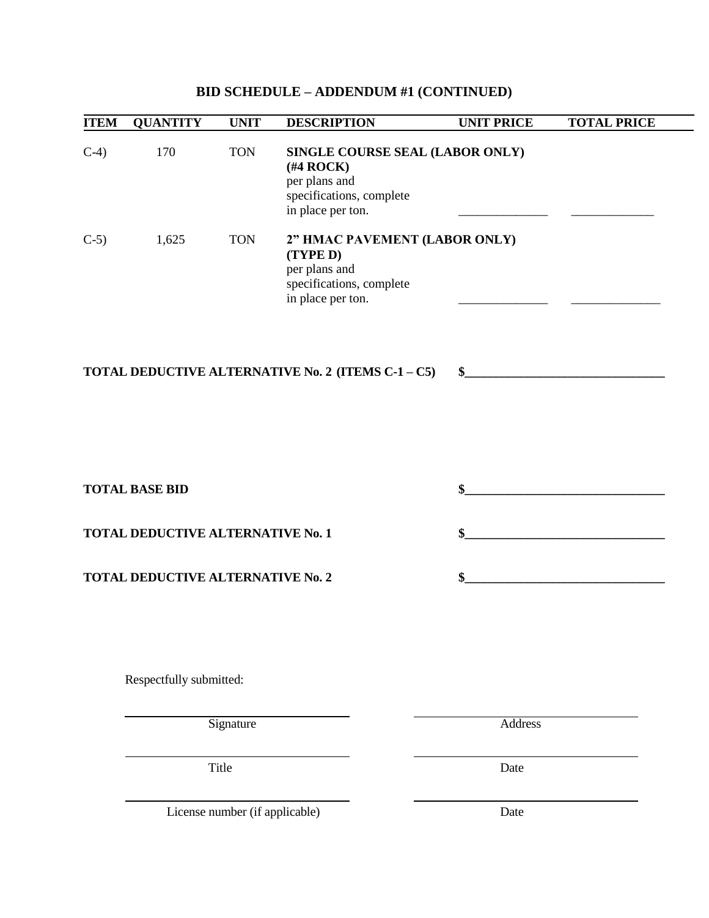# BID SCHEDULE – ADDENDUM #1 (CONTINUED)

| ITEM | QUANTITY | UNIT | DESCRIPTION | UNIT PRICE | TOTAL PRICE |
|---|---|---|---|---|---|
| C-4) | 170 | TON | **SINGLE COURSE SEAL (LABOR ONLY) (#4 ROCK)** per plans and specifications, complete in place per ton. | ______________ | _____________ |
| C-5) | 1,625 | TON | **2" HMAC PAVEMENT (LABOR ONLY) (TYPE D)** per plans and specifications, complete in place per ton. | ______________ | ______________ |

**TOTAL DEDUCTIVE ALTERNATIVE No. 2 (ITEMS C-1 – C5)** **$_______________________________**

**TOTAL BASE BID** **$_______________________________**

**TOTAL DEDUCTIVE ALTERNATIVE No. 1** **$_______________________________**

**TOTAL DEDUCTIVE ALTERNATIVE No. 2** **$_______________________________**

Respectfully submitted:

| | |
|---|---|
| ______________________________ | ______________________________ |
| Signature | Address |
| ______________________________ | ______________________________ |
| Title | Date |
| ______________________________ | ______________________________ |
| License number (if applicable) | Date |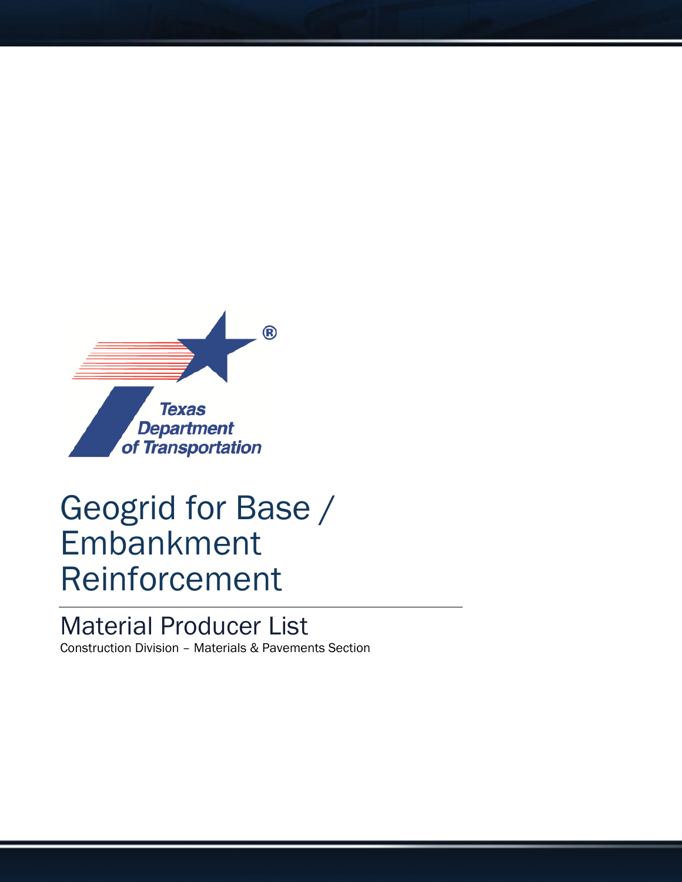# Geogrid for Base / Embankment Reinforcement

## Material Producer List

Construction Division – Materials & Pavements Section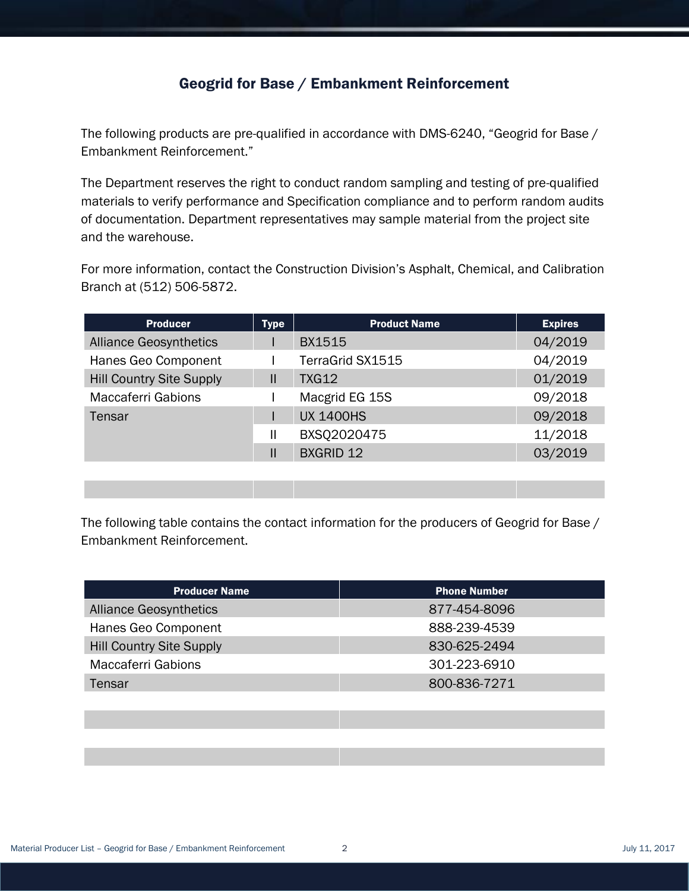## Geogrid for Base / Embankment Reinforcement

The following products are pre-qualified in accordance with DMS-6240, "Geogrid for Base / Embankment Reinforcement."

The Department reserves the right to conduct random sampling and testing of pre-qualified materials to verify performance and Specification compliance and to perform random audits of documentation. Department representatives may sample material from the project site and the warehouse.

For more information, contact the Construction Division's Asphalt, Chemical, and Calibration Branch at (512) 506-5872.

| Producer | Type | Product Name | Expires |
|---|---|---|---|
| Alliance Geosynthetics | I | BX1515 | 04/2019 |
| Hanes Geo Component | I | TerraGrid SX1515 | 04/2019 |
| Hill Country Site Supply | II | TXG12 | 01/2019 |
| Maccaferri Gabions | I | Macgrid EG 15S | 09/2018 |
| Tensar | I | UX 1400HS | 09/2018 |
| | II | BXSQ2020475 | 11/2018 |
| | II | BXGRID 12 | 03/2019 |

The following table contains the contact information for the producers of Geogrid for Base / Embankment Reinforcement.

| Producer Name | Phone Number |
|---|---|
| Alliance Geosynthetics | 877-454-8096 |
| Hanes Geo Component | 888-239-4539 |
| Hill Country Site Supply | 830-625-2494 |
| Maccaferri Gabions | 301-223-6910 |
| Tensar | 800-836-7271 |